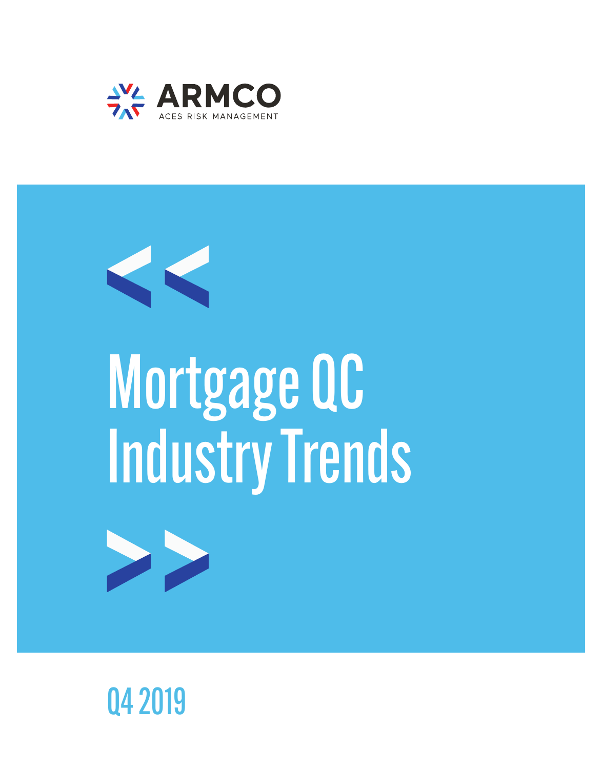ARMCO

ACES RISK MANAGEMENT

# Mortgage QC Industry Trends

Q4 2019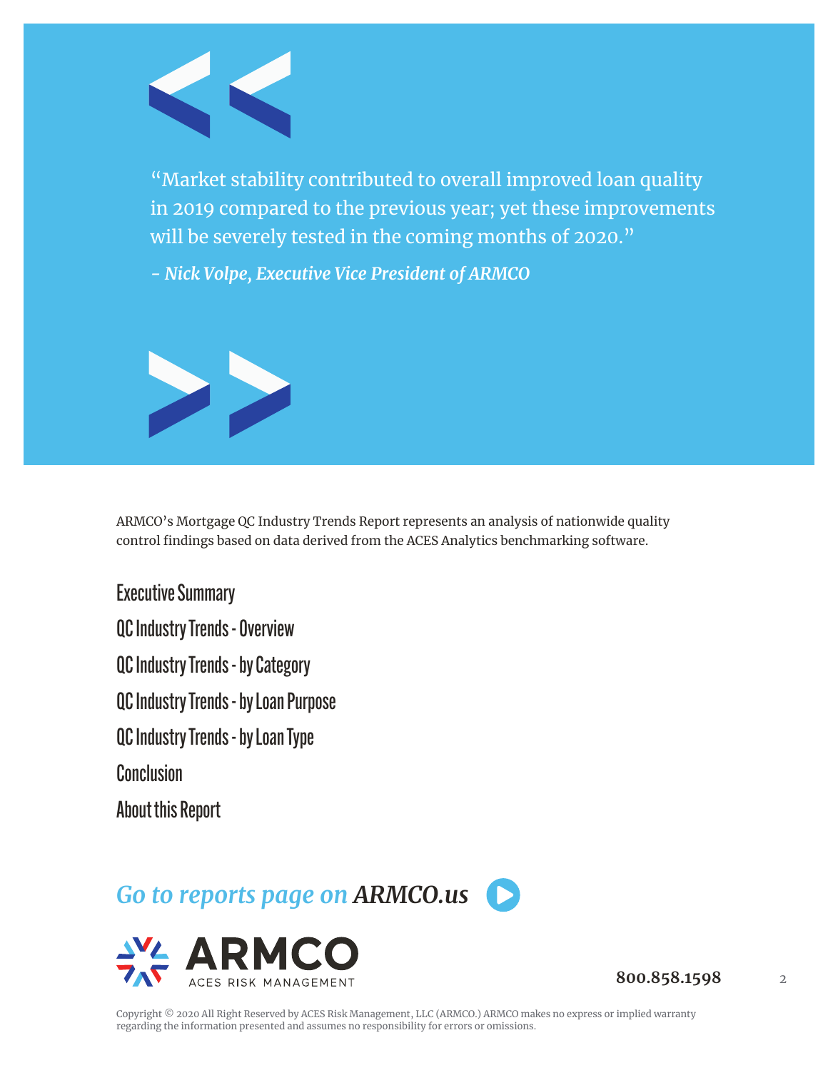> "Market stability contributed to overall improved loan quality in 2019 compared to the previous year; yet these improvements will be severely tested in the coming months of 2020."
>
> ***– Nick Volpe, Executive Vice President of ARMCO***

ARMCO's Mortgage QC Industry Trends Report represents an analysis of nationwide quality control findings based on data derived from the ACES Analytics benchmarking software.

- Executive Summary
- QC Industry Trends - Overview
- QC Industry Trends - by Category
- QC Industry Trends - by Loan Purpose
- QC Industry Trends - by Loan Type
- Conclusion
- About this Report

*Go to reports page on* ***ARMCO.us***

ARMCO
ACES RISK MANAGEMENT

**800.858.1598**

Copyright © 2020 All Right Reserved by ACES Risk Management, LLC (ARMCO.) ARMCO makes no express or implied warranty regarding the information presented and assumes no responsibility for errors or omissions.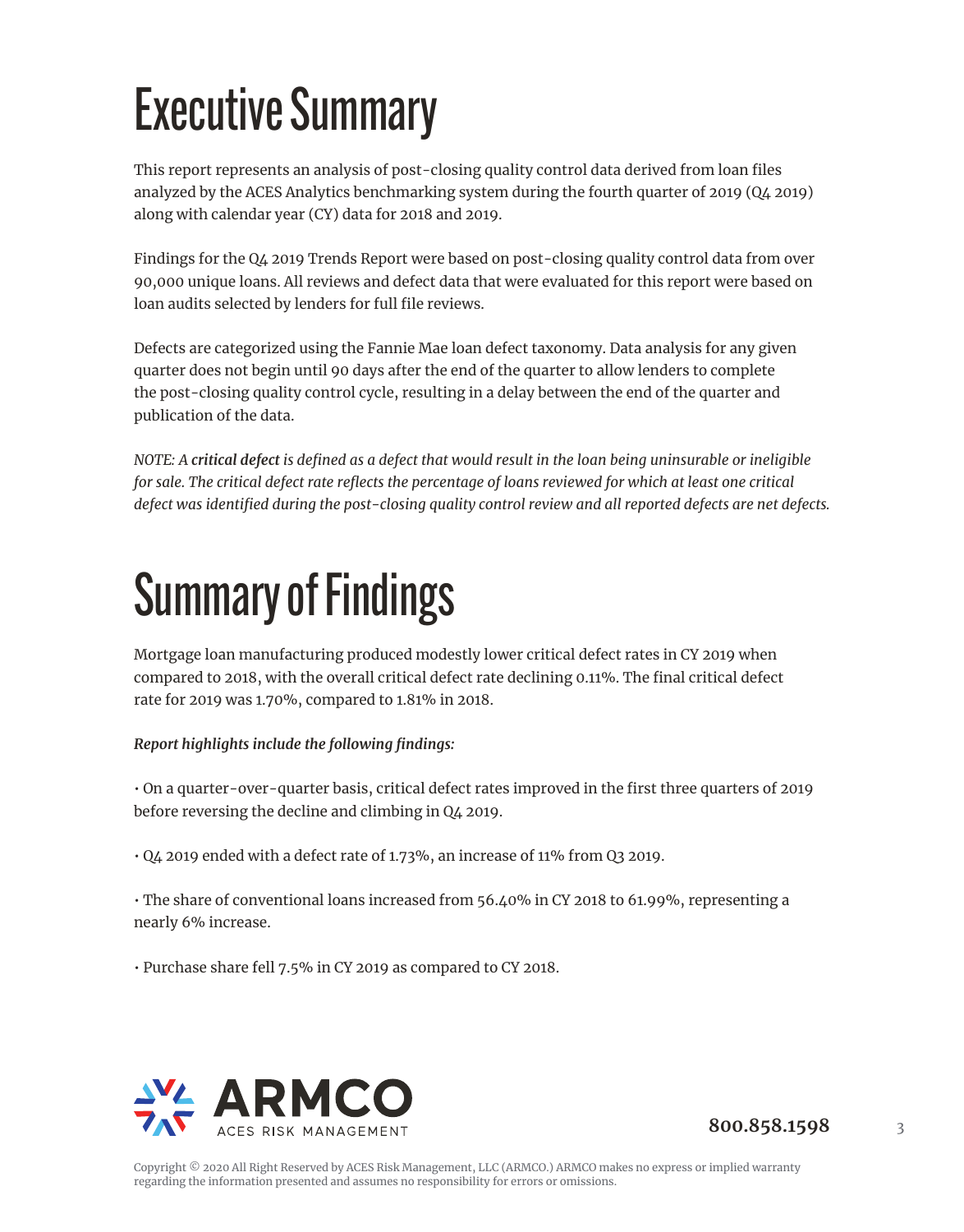# Executive Summary

This report represents an analysis of post-closing quality control data derived from loan files analyzed by the ACES Analytics benchmarking system during the fourth quarter of 2019 (Q4 2019) along with calendar year (CY) data for 2018 and 2019.

Findings for the Q4 2019 Trends Report were based on post-closing quality control data from over 90,000 unique loans. All reviews and defect data that were evaluated for this report were based on loan audits selected by lenders for full file reviews.

Defects are categorized using the Fannie Mae loan defect taxonomy. Data analysis for any given quarter does not begin until 90 days after the end of the quarter to allow lenders to complete the post-closing quality control cycle, resulting in a delay between the end of the quarter and publication of the data.

*NOTE: A **critical defect** is defined as a defect that would result in the loan being uninsurable or ineligible for sale. The critical defect rate reflects the percentage of loans reviewed for which at least one critical defect was identified during the post-closing quality control review and all reported defects are net defects.*

# Summary of Findings

Mortgage loan manufacturing produced modestly lower critical defect rates in CY 2019 when compared to 2018, with the overall critical defect rate declining 0.11%. The final critical defect rate for 2019 was 1.70%, compared to 1.81% in 2018.

***Report highlights include the following findings:***

• On a quarter-over-quarter basis, critical defect rates improved in the first three quarters of 2019 before reversing the decline and climbing in Q4 2019.

• Q4 2019 ended with a defect rate of 1.73%, an increase of 11% from Q3 2019.

• The share of conventional loans increased from 56.40% in CY 2018 to 61.99%, representing a nearly 6% increase.

• Purchase share fell 7.5% in CY 2019 as compared to CY 2018.

ARMCO ACES RISK MANAGEMENT

**800.858.1598**

Copyright © 2020 All Right Reserved by ACES Risk Management, LLC (ARMCO.) ARMCO makes no express or implied warranty regarding the information presented and assumes no responsibility for errors or omissions.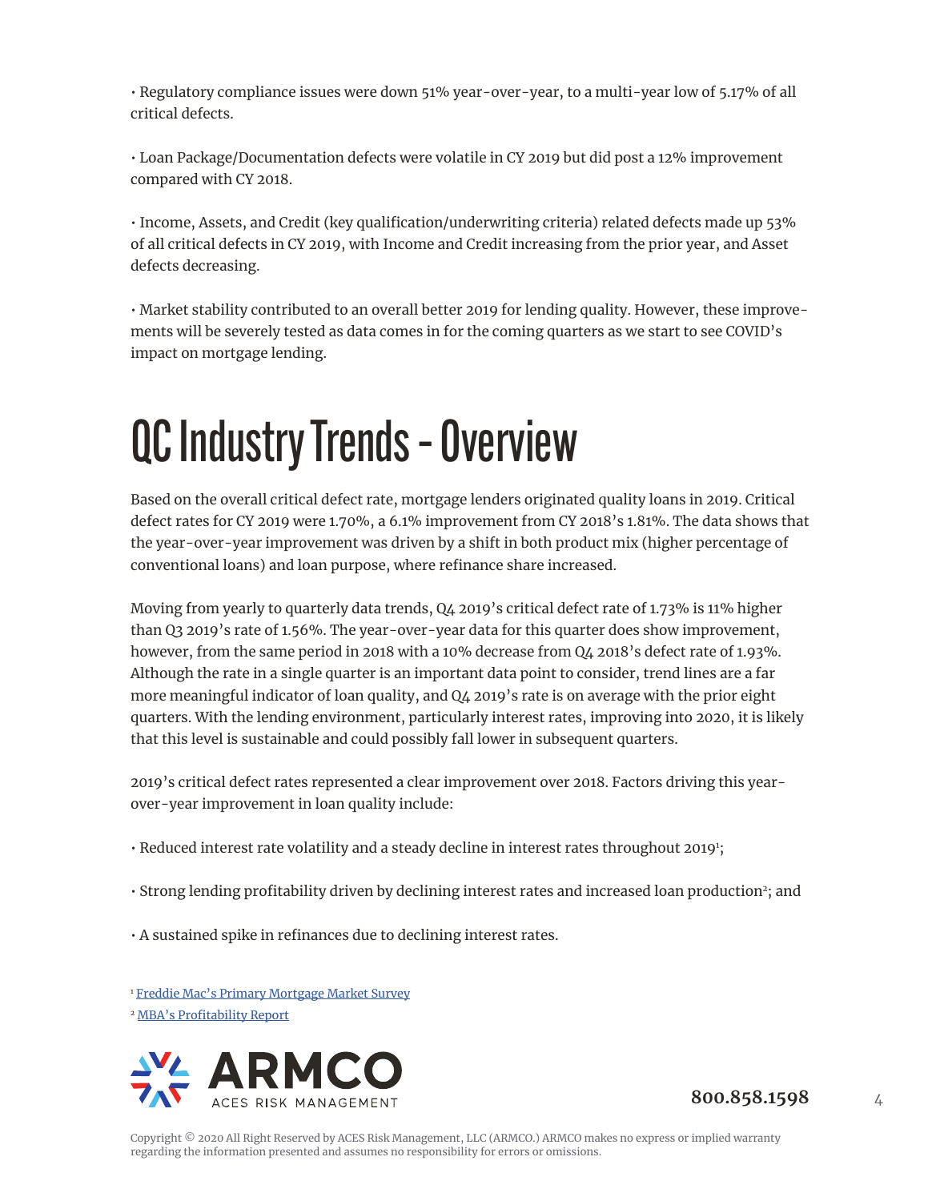• Regulatory compliance issues were down 51% year-over-year, to a multi-year low of 5.17% of all critical defects.

• Loan Package/Documentation defects were volatile in CY 2019 but did post a 12% improvement compared with CY 2018.

• Income, Assets, and Credit (key qualification/underwriting criteria) related defects made up 53% of all critical defects in CY 2019, with Income and Credit increasing from the prior year, and Asset defects decreasing.

• Market stability contributed to an overall better 2019 for lending quality. However, these improvements will be severely tested as data comes in for the coming quarters as we start to see COVID's impact on mortgage lending.

# QC Industry Trends - Overview

Based on the overall critical defect rate, mortgage lenders originated quality loans in 2019. Critical defect rates for CY 2019 were 1.70%, a 6.1% improvement from CY 2018's 1.81%. The data shows that the year-over-year improvement was driven by a shift in both product mix (higher percentage of conventional loans) and loan purpose, where refinance share increased.

Moving from yearly to quarterly data trends, Q4 2019's critical defect rate of 1.73% is 11% higher than Q3 2019's rate of 1.56%. The year-over-year data for this quarter does show improvement, however, from the same period in 2018 with a 10% decrease from Q4 2018's defect rate of 1.93%. Although the rate in a single quarter is an important data point to consider, trend lines are a far more meaningful indicator of loan quality, and Q4 2019's rate is on average with the prior eight quarters. With the lending environment, particularly interest rates, improving into 2020, it is likely that this level is sustainable and could possibly fall lower in subsequent quarters.

2019's critical defect rates represented a clear improvement over 2018. Factors driving this year-over-year improvement in loan quality include:

• Reduced interest rate volatility and a steady decline in interest rates throughout 2019[1];

• Strong lending profitability driven by declining interest rates and increased loan production[2]; and

• A sustained spike in refinances due to declining interest rates.

[1] Freddie Mac's Primary Mortgage Market Survey

[2] MBA's Profitability Report

ARMCO ACES RISK MANAGEMENT

800.858.1598

Copyright © 2020 All Right Reserved by ACES Risk Management, LLC (ARMCO.) ARMCO makes no express or implied warranty regarding the information presented and assumes no responsibility for errors or omissions.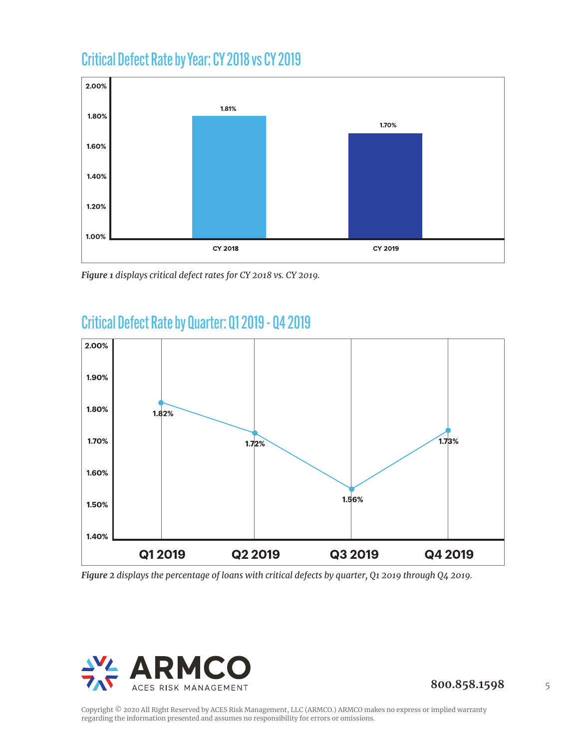## Critical Defect Rate by Year: CY 2018 vs CY 2019

| Year | Critical Defect Rate |
|---|---|
| CY 2018 | 1.81% |
| CY 2019 | 1.70% |

*Figure 1 displays critical defect rates for CY 2018 vs. CY 2019.*

## Critical Defect Rate by Quarter: Q1 2019 - Q4 2019

| Quarter | Critical Defect Rate |
|---|---|
| Q1 2019 | 1.82% |
| Q2 2019 | 1.72% |
| Q3 2019 | 1.56% |
| Q4 2019 | 1.73% |

*Figure 2 displays the percentage of loans with critical defects by quarter, Q1 2019 through Q4 2019.*

ARMCO ACES RISK MANAGEMENT

800.858.1598

Copyright © 2020 All Right Reserved by ACES Risk Management, LLC (ARMCO.) ARMCO makes no express or implied warranty regarding the information presented and assumes no responsibility for errors or omissions.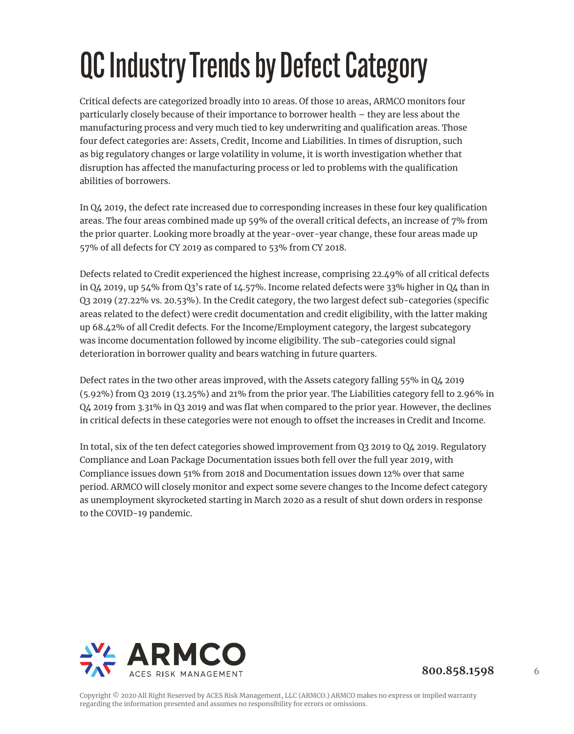# QC Industry Trends by Defect Category

Critical defects are categorized broadly into 10 areas. Of those 10 areas, ARMCO monitors four particularly closely because of their importance to borrower health – they are less about the manufacturing process and very much tied to key underwriting and qualification areas. Those four defect categories are: Assets, Credit, Income and Liabilities. In times of disruption, such as big regulatory changes or large volatility in volume, it is worth investigation whether that disruption has affected the manufacturing process or led to problems with the qualification abilities of borrowers.

In Q4 2019, the defect rate increased due to corresponding increases in these four key qualification areas. The four areas combined made up 59% of the overall critical defects, an increase of 7% from the prior quarter. Looking more broadly at the year-over-year change, these four areas made up 57% of all defects for CY 2019 as compared to 53% from CY 2018.

Defects related to Credit experienced the highest increase, comprising 22.49% of all critical defects in Q4 2019, up 54% from Q3's rate of 14.57%. Income related defects were 33% higher in Q4 than in Q3 2019 (27.22% vs. 20.53%). In the Credit category, the two largest defect sub-categories (specific areas related to the defect) were credit documentation and credit eligibility, with the latter making up 68.42% of all Credit defects. For the Income/Employment category, the largest subcategory was income documentation followed by income eligibility. The sub-categories could signal deterioration in borrower quality and bears watching in future quarters.

Defect rates in the two other areas improved, with the Assets category falling 55% in Q4 2019 (5.92%) from Q3 2019 (13.25%) and 21% from the prior year. The Liabilities category fell to 2.96% in Q4 2019 from 3.31% in Q3 2019 and was flat when compared to the prior year. However, the declines in critical defects in these categories were not enough to offset the increases in Credit and Income.

In total, six of the ten defect categories showed improvement from Q3 2019 to Q4 2019. Regulatory Compliance and Loan Package Documentation issues both fell over the full year 2019, with Compliance issues down 51% from 2018 and Documentation issues down 12% over that same period. ARMCO will closely monitor and expect some severe changes to the Income defect category as unemployment skyrocketed starting in March 2020 as a result of shut down orders in response to the COVID-19 pandemic.

ARMCO ACES RISK MANAGEMENT

800.858.1598

Copyright © 2020 All Right Reserved by ACES Risk Management, LLC (ARMCO.) ARMCO makes no express or implied warranty regarding the information presented and assumes no responsibility for errors or omissions.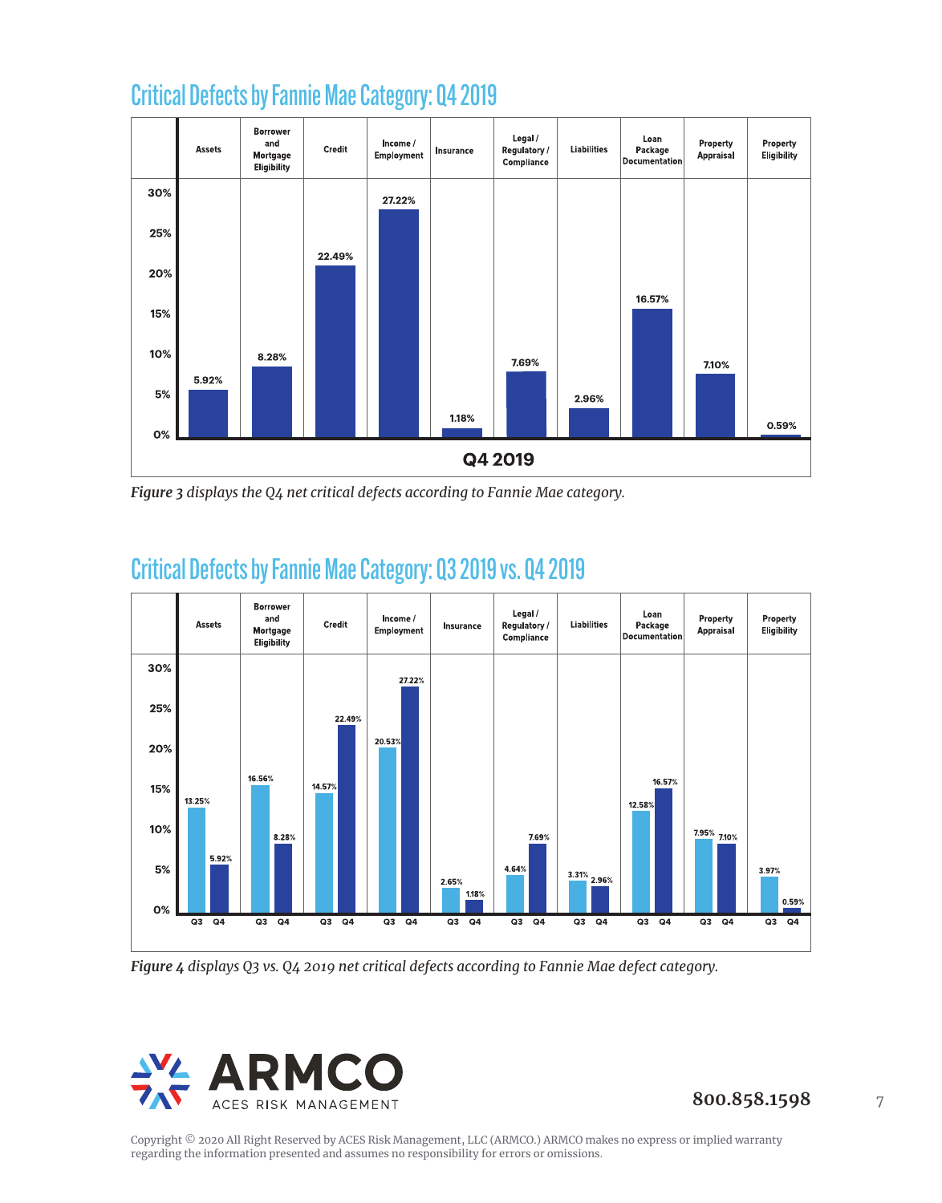## Critical Defects by Fannie Mae Category: Q4 2019

| Category | Q4 2019 |
|---|---|
| Assets | 5.92% |
| Borrower and Mortgage Eligibility | 8.28% |
| Credit | 22.49% |
| Income / Employment | 27.22% |
| Insurance | 1.18% |
| Legal / Regulatory / Compliance | 7.69% |
| Liabilities | 2.96% |
| Loan Package Documentation | 16.57% |
| Property Appraisal | 7.10% |
| Property Eligibility | 0.59% |

*Figure 3 displays the Q4 net critical defects according to Fannie Mae category.*

## Critical Defects by Fannie Mae Category: Q3 2019 vs. Q4 2019

| Category | Q3 | Q4 |
|---|---|---|
| Assets | 13.25% | 5.92% |
| Borrower and Mortgage Eligibility | 16.56% | 8.28% |
| Credit | 14.57% | 22.49% |
| Income / Employment | 20.53% | 27.22% |
| Insurance | 2.65% | 1.18% |
| Legal / Regulatory / Compliance | 4.64% | 7.69% |
| Liabilities | 3.31% | 2.96% |
| Loan Package Documentation | 12.58% | 16.57% |
| Property Appraisal | 7.95% | 7.10% |
| Property Eligibility | 3.97% | 0.59% |

*Figure 4 displays Q3 vs. Q4 2019 net critical defects according to Fannie Mae defect category.*

ARMCO ACES RISK MANAGEMENT

800.858.1598

Copyright © 2020 All Right Reserved by ACES Risk Management, LLC (ARMCO.) ARMCO makes no express or implied warranty regarding the information presented and assumes no responsibility for errors or omissions.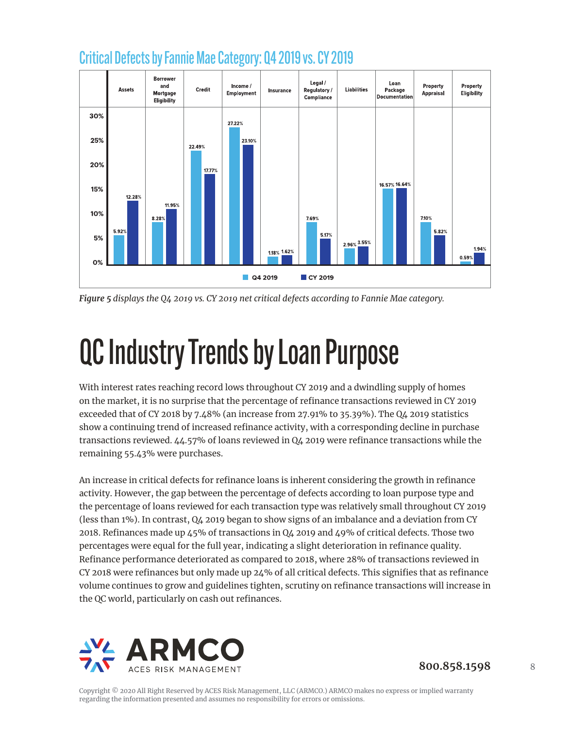## Critical Defects by Fannie Mae Category: Q4 2019 vs. CY 2019

| Category | Q4 2019 | CY 2019 |
|---|---|---|
| Assets | 5.92% | 12.28% |
| Borrower and Mortgage Eligibility | 8.28% | 11.95% |
| Credit | 22.49% | 17.77% |
| Income / Employment | 27.22% | 23.10% |
| Insurance | 1.18% | 1.62% |
| Legal / Regulatory / Compliance | 7.69% | 5.17% |
| Liabilities | 2.96% | 3.55% |
| Loan Package Documentation | 16.57% | 16.64% |
| Property Appraisal | 7.10% | 5.82% |
| Property Eligibility | 0.59% | 1.94% |

*Figure 5 displays the Q4 2019 vs. CY 2019 net critical defects according to Fannie Mae category.*

# QC Industry Trends by Loan Purpose

With interest rates reaching record lows throughout CY 2019 and a dwindling supply of homes on the market, it is no surprise that the percentage of refinance transactions reviewed in CY 2019 exceeded that of CY 2018 by 7.48% (an increase from 27.91% to 35.39%). The Q4 2019 statistics show a continuing trend of increased refinance activity, with a corresponding decline in purchase transactions reviewed. 44.57% of loans reviewed in Q4 2019 were refinance transactions while the remaining 55.43% were purchases.

An increase in critical defects for refinance loans is inherent considering the growth in refinance activity. However, the gap between the percentage of defects according to loan purpose type and the percentage of loans reviewed for each transaction type was relatively small throughout CY 2019 (less than 1%). In contrast, Q4 2019 began to show signs of an imbalance and a deviation from CY 2018. Refinances made up 45% of transactions in Q4 2019 and 49% of critical defects. Those two percentages were equal for the full year, indicating a slight deterioration in refinance quality. Refinance performance deteriorated as compared to 2018, where 28% of transactions reviewed in CY 2018 were refinances but only made up 24% of all critical defects. This signifies that as refinance volume continues to grow and guidelines tighten, scrutiny on refinance transactions will increase in the QC world, particularly on cash out refinances.

ARMCO ACES RISK MANAGEMENT

800.858.1598

Copyright © 2020 All Right Reserved by ACES Risk Management, LLC (ARMCO.) ARMCO makes no express or implied warranty regarding the information presented and assumes no responsibility for errors or omissions.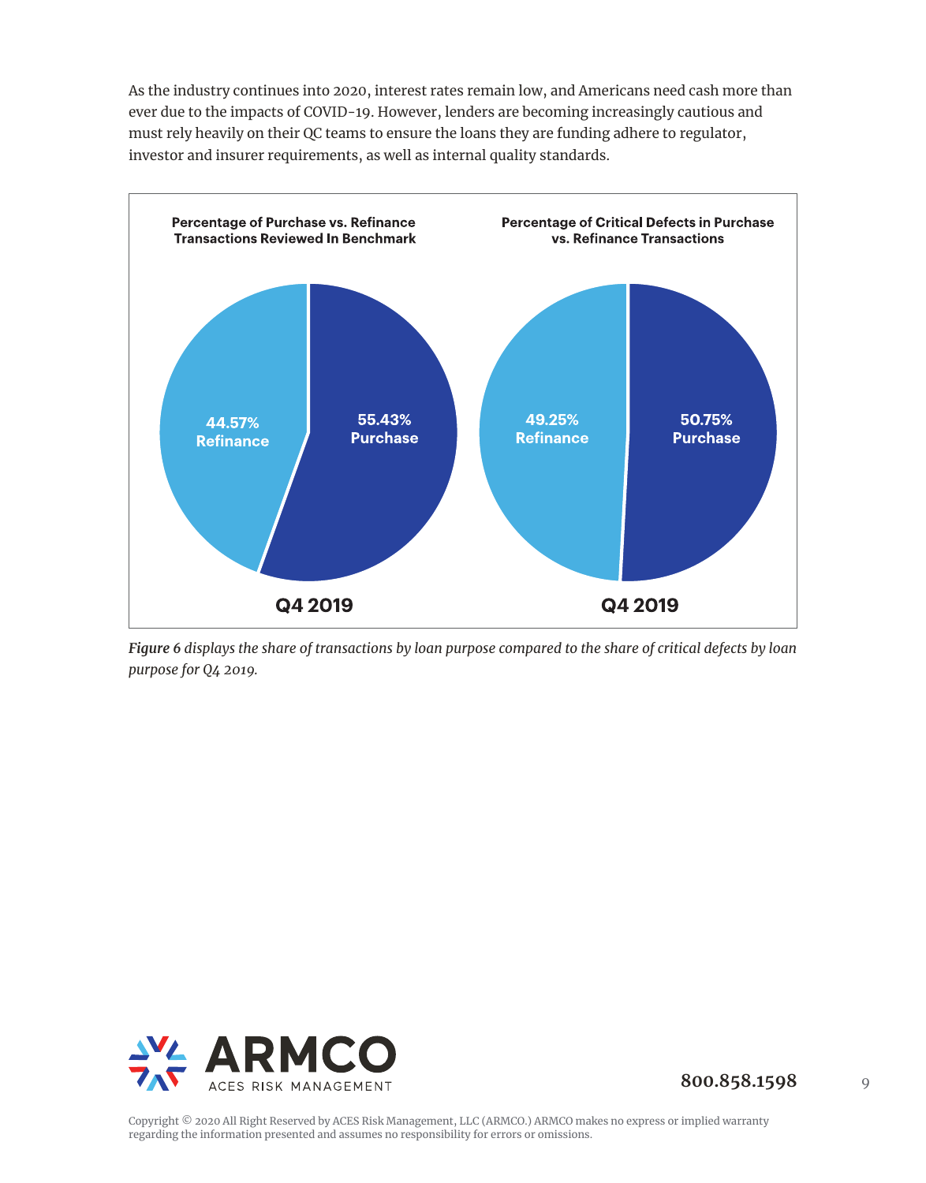As the industry continues into 2020, interest rates remain low, and Americans need cash more than ever due to the impacts of COVID-19. However, lenders are becoming increasingly cautious and must rely heavily on their QC teams to ensure the loans they are funding adhere to regulator, investor and insurer requirements, as well as internal quality standards.

**Percentage of Purchase vs. Refinance Transactions Reviewed In Benchmark**

44.57% Refinance

55.43% Purchase

**Q4 2019**

**Percentage of Critical Defects in Purchase vs. Refinance Transactions**

49.25% Refinance

50.75% Purchase

**Q4 2019**

***Figure 6** displays the share of transactions by loan purpose compared to the share of critical defects by loan purpose for Q4 2019.*

ARMCO ACES RISK MANAGEMENT

**800.858.1598**

Copyright © 2020 All Right Reserved by ACES Risk Management, LLC (ARMCO.) ARMCO makes no express or implied warranty regarding the information presented and assumes no responsibility for errors or omissions.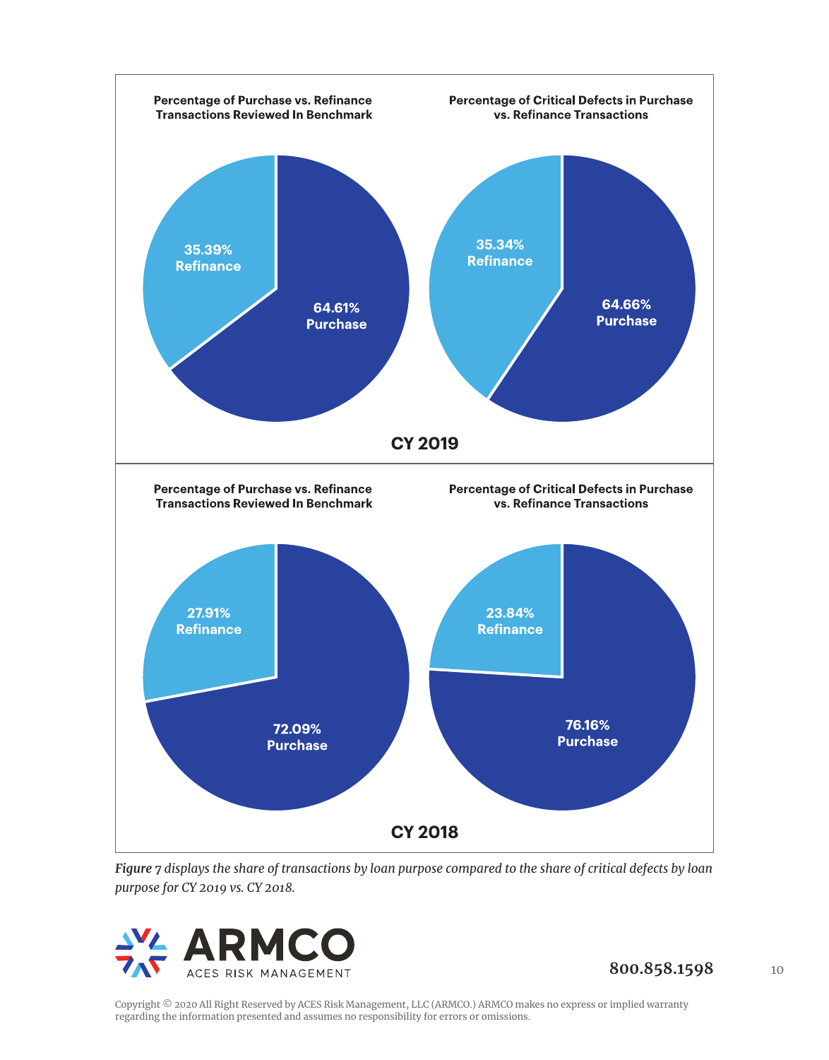**CY 2019**

**Percentage of Purchase vs. Refinance Transactions Reviewed In Benchmark**

- 35.39% Refinance
- 64.61% Purchase

**Percentage of Critical Defects in Purchase vs. Refinance Transactions**

- 35.34% Refinance
- 64.66% Purchase

**CY 2018**

**Percentage of Purchase vs. Refinance Transactions Reviewed In Benchmark**

- 27.91% Refinance
- 72.09% Purchase

**Percentage of Critical Defects in Purchase vs. Refinance Transactions**

- 23.84% Refinance
- 76.16% Purchase

***Figure 7** displays the share of transactions by loan purpose compared to the share of critical defects by loan purpose for CY 2019 vs. CY 2018.*

ARMCO ACES RISK MANAGEMENT

800.858.1598

Copyright © 2020 All Right Reserved by ACES Risk Management, LLC (ARMCO.) ARMCO makes no express or implied warranty regarding the information presented and assumes no responsibility for errors or omissions.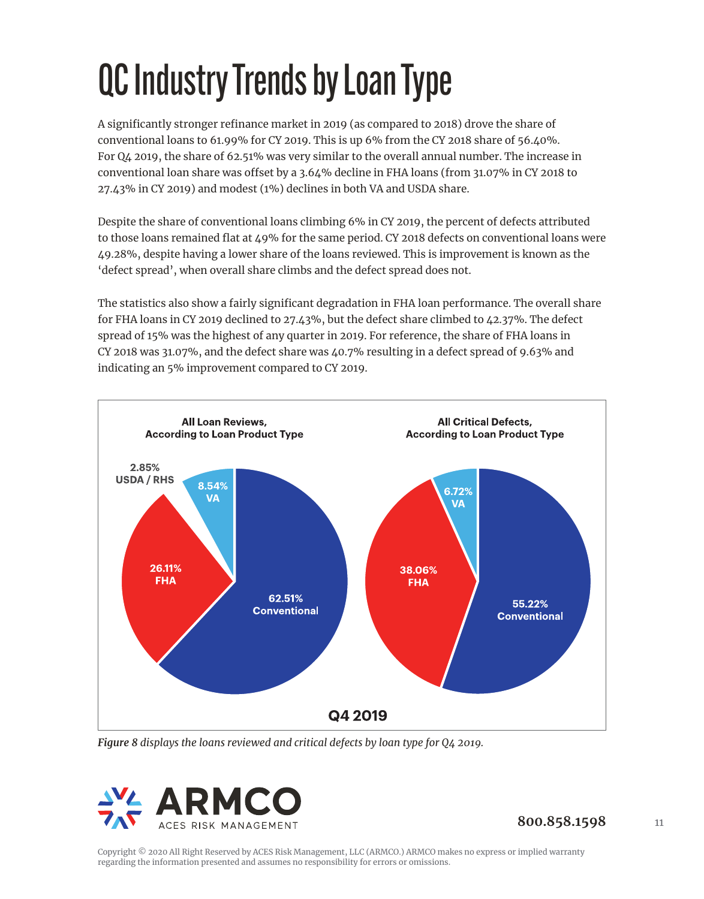# QC Industry Trends by Loan Type

A significantly stronger refinance market in 2019 (as compared to 2018) drove the share of conventional loans to 61.99% for CY 2019. This is up 6% from the CY 2018 share of 56.40%. For Q4 2019, the share of 62.51% was very similar to the overall annual number. The increase in conventional loan share was offset by a 3.64% decline in FHA loans (from 31.07% in CY 2018 to 27.43% in CY 2019) and modest (1%) declines in both VA and USDA share.

Despite the share of conventional loans climbing 6% in CY 2019, the percent of defects attributed to those loans remained flat at 49% for the same period. CY 2018 defects on conventional loans were 49.28%, despite having a lower share of the loans reviewed. This is improvement is known as the 'defect spread', when overall share climbs and the defect spread does not.

The statistics also show a fairly significant degradation in FHA loan performance. The overall share for FHA loans in CY 2019 declined to 27.43%, but the defect share climbed to 42.37%. The defect spread of 15% was the highest of any quarter in 2019. For reference, the share of FHA loans in CY 2018 was 31.07%, and the defect share was 40.7% resulting in a defect spread of 9.63% and indicating an 5% improvement compared to CY 2019.

**All Loan Reviews, According to Loan Product Type**

| Loan Type | Share |
|---|---|
| Conventional | 62.51% |
| FHA | 26.11% |
| VA | 8.54% |
| USDA / RHS | 2.85% |

**All Critical Defects, According to Loan Product Type**

| Loan Type | Share |
|---|---|
| Conventional | 55.22% |
| FHA | 38.06% |
| VA | 6.72% |

**Q4 2019**

*Figure 8 displays the loans reviewed and critical defects by loan type for Q4 2019.*

ARMCO
ACES RISK MANAGEMENT

800.858.1598

Copyright © 2020 All Right Reserved by ACES Risk Management, LLC (ARMCO.) ARMCO makes no express or implied warranty regarding the information presented and assumes no responsibility for errors or omissions.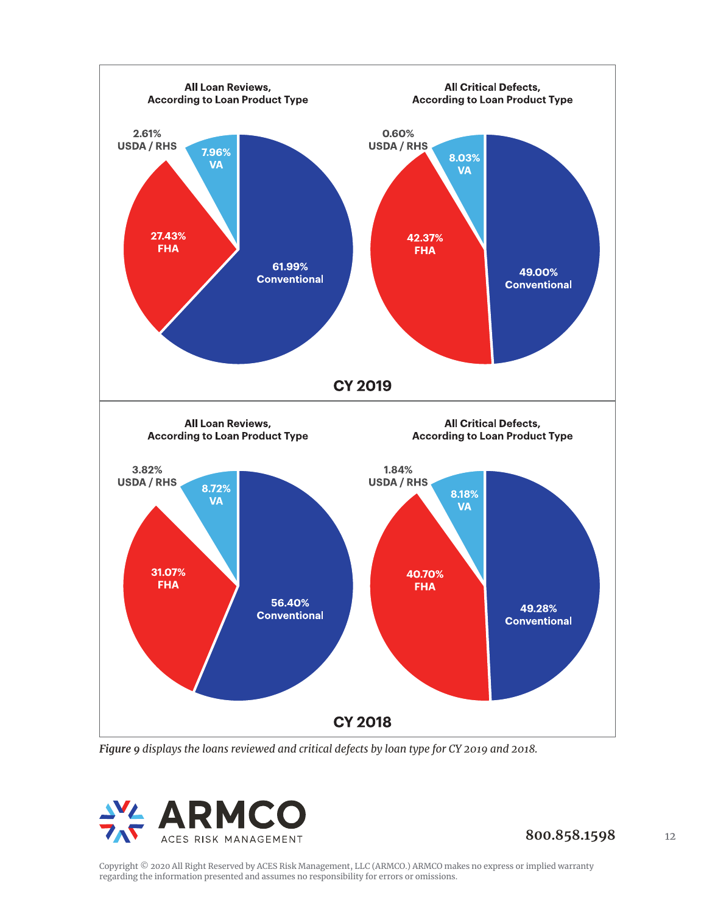## CY 2019

**All Loan Reviews, According to Loan Product Type**

- 61.99% Conventional
- 27.43% FHA
- 7.96% VA
- 2.61% USDA / RHS

**All Critical Defects, According to Loan Product Type**

- 49.00% Conventional
- 42.37% FHA
- 8.03% VA
- 0.60% USDA / RHS

## CY 2018

**All Loan Reviews, According to Loan Product Type**

- 56.40% Conventional
- 31.07% FHA
- 8.72% VA
- 3.82% USDA / RHS

**All Critical Defects, According to Loan Product Type**

- 49.28% Conventional
- 40.70% FHA
- 8.18% VA
- 1.84% USDA / RHS

*Figure 9 displays the loans reviewed and critical defects by loan type for CY 2019 and 2018.*

ARMCO ACES RISK MANAGEMENT

800.858.1598

Copyright © 2020 All Right Reserved by ACES Risk Management, LLC (ARMCO.) ARMCO makes no express or implied warranty regarding the information presented and assumes no responsibility for errors or omissions.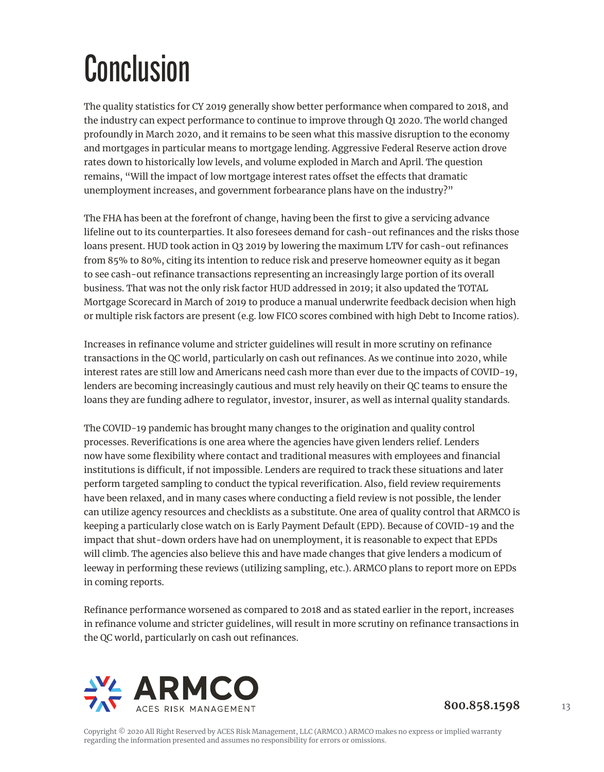# Conclusion

The quality statistics for CY 2019 generally show better performance when compared to 2018, and the industry can expect performance to continue to improve through Q1 2020. The world changed profoundly in March 2020, and it remains to be seen what this massive disruption to the economy and mortgages in particular means to mortgage lending. Aggressive Federal Reserve action drove rates down to historically low levels, and volume exploded in March and April. The question remains, "Will the impact of low mortgage interest rates offset the effects that dramatic unemployment increases, and government forbearance plans have on the industry?"

The FHA has been at the forefront of change, having been the first to give a servicing advance lifeline out to its counterparties. It also foresees demand for cash-out refinances and the risks those loans present. HUD took action in Q3 2019 by lowering the maximum LTV for cash-out refinances from 85% to 80%, citing its intention to reduce risk and preserve homeowner equity as it began to see cash-out refinance transactions representing an increasingly large portion of its overall business. That was not the only risk factor HUD addressed in 2019; it also updated the TOTAL Mortgage Scorecard in March of 2019 to produce a manual underwrite feedback decision when high or multiple risk factors are present (e.g. low FICO scores combined with high Debt to Income ratios).

Increases in refinance volume and stricter guidelines will result in more scrutiny on refinance transactions in the QC world, particularly on cash out refinances. As we continue into 2020, while interest rates are still low and Americans need cash more than ever due to the impacts of COVID-19, lenders are becoming increasingly cautious and must rely heavily on their QC teams to ensure the loans they are funding adhere to regulator, investor, insurer, as well as internal quality standards.

The COVID-19 pandemic has brought many changes to the origination and quality control processes. Reverifications is one area where the agencies have given lenders relief. Lenders now have some flexibility where contact and traditional measures with employees and financial institutions is difficult, if not impossible. Lenders are required to track these situations and later perform targeted sampling to conduct the typical reverification. Also, field review requirements have been relaxed, and in many cases where conducting a field review is not possible, the lender can utilize agency resources and checklists as a substitute. One area of quality control that ARMCO is keeping a particularly close watch on is Early Payment Default (EPD). Because of COVID-19 and the impact that shut-down orders have had on unemployment, it is reasonable to expect that EPDs will climb. The agencies also believe this and have made changes that give lenders a modicum of leeway in performing these reviews (utilizing sampling, etc.). ARMCO plans to report more on EPDs in coming reports.

Refinance performance worsened as compared to 2018 and as stated earlier in the report, increases in refinance volume and stricter guidelines, will result in more scrutiny on refinance transactions in the QC world, particularly on cash out refinances.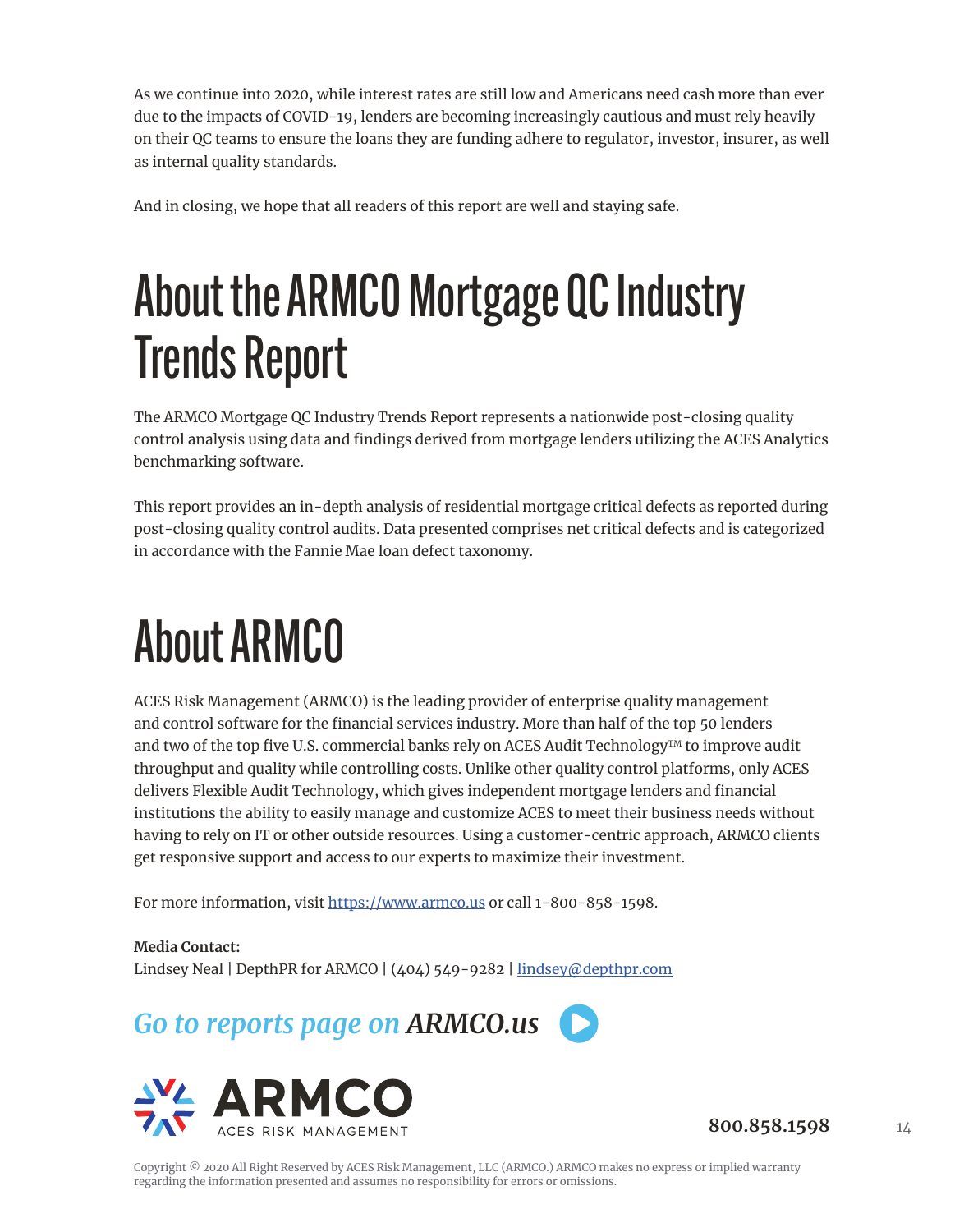As we continue into 2020, while interest rates are still low and Americans need cash more than ever due to the impacts of COVID-19, lenders are becoming increasingly cautious and must rely heavily on their QC teams to ensure the loans they are funding adhere to regulator, investor, insurer, as well as internal quality standards.

And in closing, we hope that all readers of this report are well and staying safe.

# About the ARMCO Mortgage QC Industry Trends Report

The ARMCO Mortgage QC Industry Trends Report represents a nationwide post-closing quality control analysis using data and findings derived from mortgage lenders utilizing the ACES Analytics benchmarking software.

This report provides an in-depth analysis of residential mortgage critical defects as reported during post-closing quality control audits. Data presented comprises net critical defects and is categorized in accordance with the Fannie Mae loan defect taxonomy.

# About ARMCO

ACES Risk Management (ARMCO) is the leading provider of enterprise quality management and control software for the financial services industry. More than half of the top 50 lenders and two of the top five U.S. commercial banks rely on ACES Audit Technology™ to improve audit throughput and quality while controlling costs. Unlike other quality control platforms, only ACES delivers Flexible Audit Technology, which gives independent mortgage lenders and financial institutions the ability to easily manage and customize ACES to meet their business needs without having to rely on IT or other outside resources. Using a customer-centric approach, ARMCO clients get responsive support and access to our experts to maximize their investment.

For more information, visit https://www.armco.us or call 1-800-858-1598.

**Media Contact:**
Lindsey Neal | DepthPR for ARMCO | (404) 549-9282 | lindsey@depthpr.com

*Go to reports page on **ARMCO.us***

ARMCO ACES RISK MANAGEMENT

**800.858.1598**

Copyright © 2020 All Right Reserved by ACES Risk Management, LLC (ARMCO.) ARMCO makes no express or implied warranty regarding the information presented and assumes no responsibility for errors or omissions.